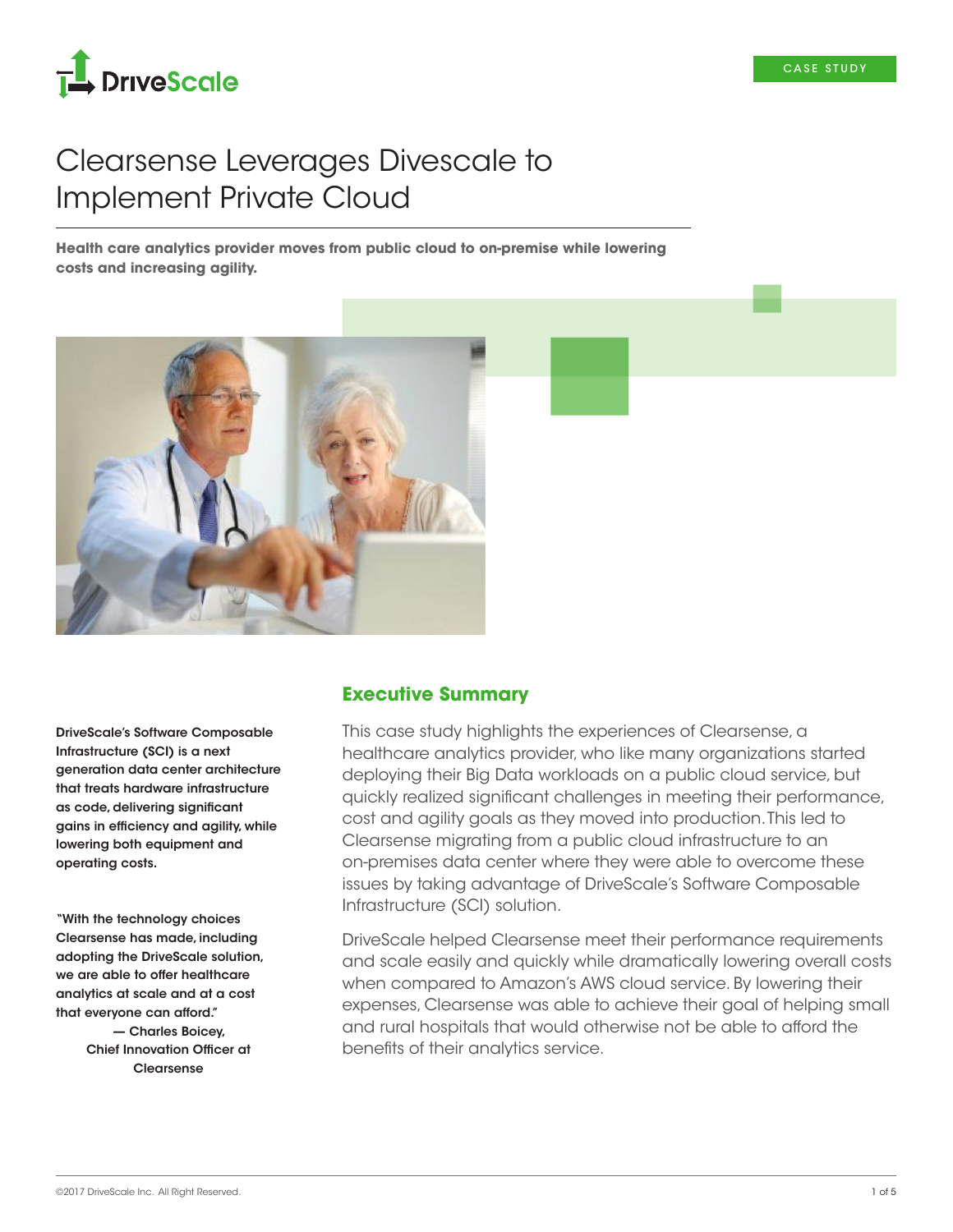DriveScale

CASE STUDY

# Clearsense Leverages Divescale to Implement Private Cloud

**Health care analytics provider moves from public cloud to on-premise while lowering costs and increasing agility.**

## Executive Summary

This case study highlights the experiences of Clearsense, a healthcare analytics provider, who like many organizations started deploying their Big Data workloads on a public cloud service, but quickly realized significant challenges in meeting their performance, cost and agility goals as they moved into production. This led to Clearsense migrating from a public cloud infrastructure to an on-premises data center where they were able to overcome these issues by taking advantage of DriveScale's Software Composable Infrastructure (SCI) solution.

DriveScale helped Clearsense meet their performance requirements and scale easily and quickly while dramatically lowering overall costs when compared to Amazon's AWS cloud service. By lowering their expenses, Clearsense was able to achieve their goal of helping small and rural hospitals that would otherwise not be able to afford the benefits of their analytics service.

**DriveScale's Software Composable Infrastructure (SCI) is a next generation data center architecture that treats hardware infrastructure as code, delivering significant gains in efficiency and agility, while lowering both equipment and operating costs.**

**"With the technology choices Clearsense has made, including adopting the DriveScale solution, we are able to offer healthcare analytics at scale and at a cost that everyone can afford."**
**— Charles Boicey, Chief Innovation Officer at Clearsense**

©2017 DriveScale Inc. All Right Reserved.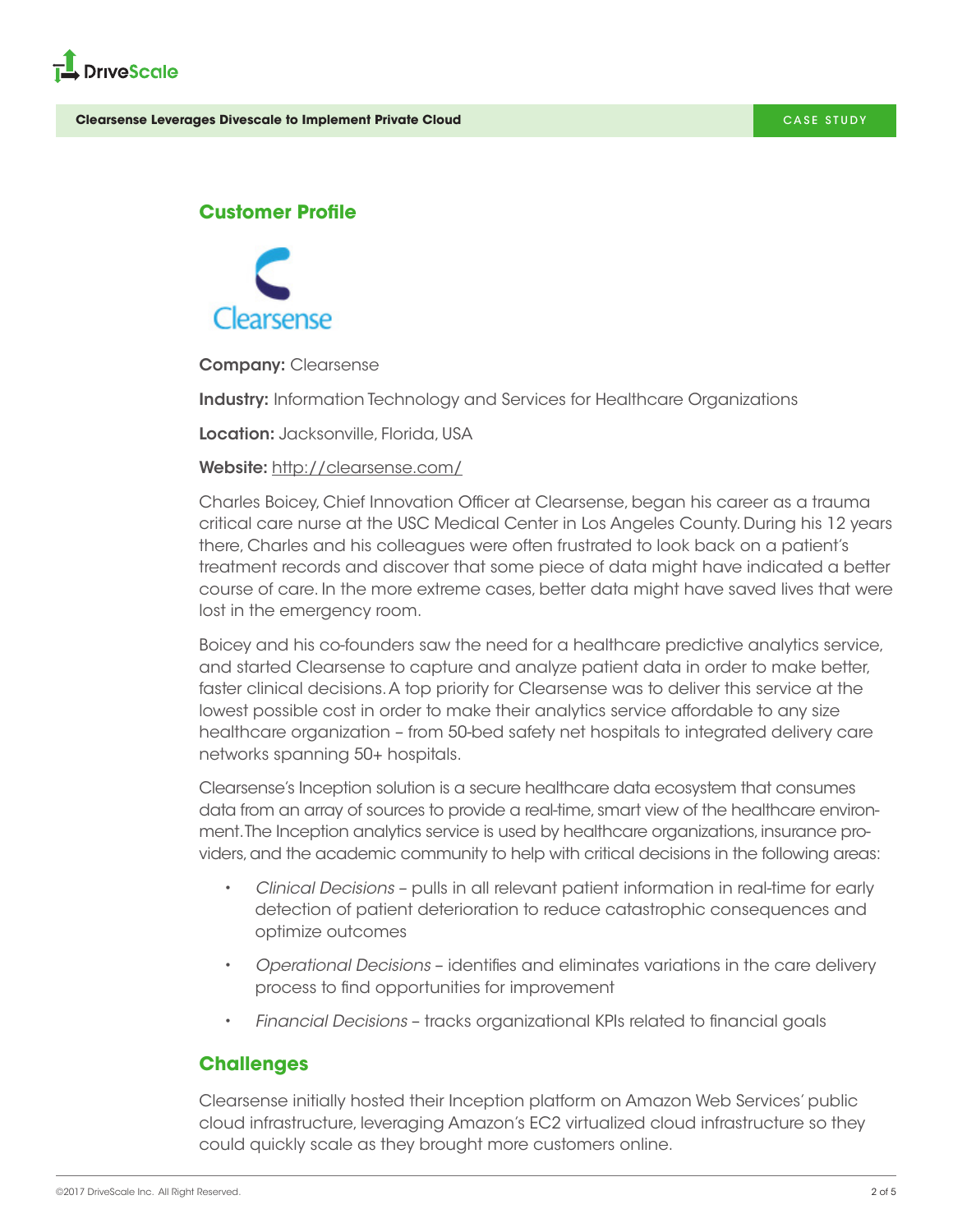## Customer Profile

**Company:** Clearsense

**Industry:** Information Technology and Services for Healthcare Organizations

**Location:** Jacksonville, Florida, USA

**Website:** http://clearsense.com/

Charles Boicey, Chief Innovation Officer at Clearsense, began his career as a trauma critical care nurse at the USC Medical Center in Los Angeles County. During his 12 years there, Charles and his colleagues were often frustrated to look back on a patient's treatment records and discover that some piece of data might have indicated a better course of care. In the more extreme cases, better data might have saved lives that were lost in the emergency room.

Boicey and his co-founders saw the need for a healthcare predictive analytics service, and started Clearsense to capture and analyze patient data in order to make better, faster clinical decisions. A top priority for Clearsense was to deliver this service at the lowest possible cost in order to make their analytics service affordable to any size healthcare organization – from 50-bed safety net hospitals to integrated delivery care networks spanning 50+ hospitals.

Clearsense's Inception solution is a secure healthcare data ecosystem that consumes data from an array of sources to provide a real-time, smart view of the healthcare environment. The Inception analytics service is used by healthcare organizations, insurance providers, and the academic community to help with critical decisions in the following areas:

- *Clinical Decisions* – pulls in all relevant patient information in real-time for early detection of patient deterioration to reduce catastrophic consequences and optimize outcomes
- *Operational Decisions* – identifies and eliminates variations in the care delivery process to find opportunities for improvement
- *Financial Decisions* – tracks organizational KPIs related to financial goals

## Challenges

Clearsense initially hosted their Inception platform on Amazon Web Services' public cloud infrastructure, leveraging Amazon's EC2 virtualized cloud infrastructure so they could quickly scale as they brought more customers online.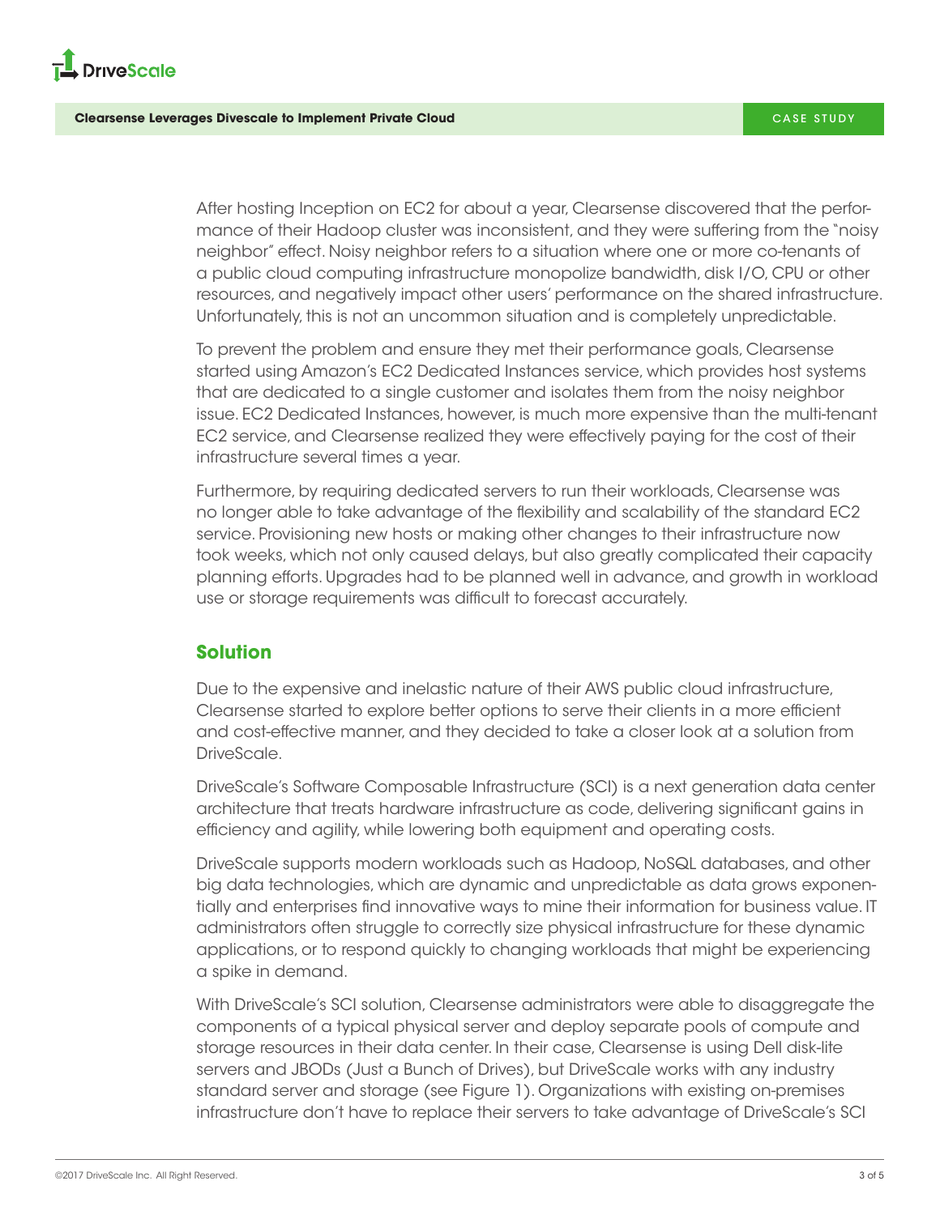After hosting Inception on EC2 for about a year, Clearsense discovered that the performance of their Hadoop cluster was inconsistent, and they were suffering from the "noisy neighbor" effect. Noisy neighbor refers to a situation where one or more co-tenants of a public cloud computing infrastructure monopolize bandwidth, disk I/O, CPU or other resources, and negatively impact other users' performance on the shared infrastructure. Unfortunately, this is not an uncommon situation and is completely unpredictable.

To prevent the problem and ensure they met their performance goals, Clearsense started using Amazon's EC2 Dedicated Instances service, which provides host systems that are dedicated to a single customer and isolates them from the noisy neighbor issue. EC2 Dedicated Instances, however, is much more expensive than the multi-tenant EC2 service, and Clearsense realized they were effectively paying for the cost of their infrastructure several times a year.

Furthermore, by requiring dedicated servers to run their workloads, Clearsense was no longer able to take advantage of the flexibility and scalability of the standard EC2 service. Provisioning new hosts or making other changes to their infrastructure now took weeks, which not only caused delays, but also greatly complicated their capacity planning efforts. Upgrades had to be planned well in advance, and growth in workload use or storage requirements was difficult to forecast accurately.

## Solution

Due to the expensive and inelastic nature of their AWS public cloud infrastructure, Clearsense started to explore better options to serve their clients in a more efficient and cost-effective manner, and they decided to take a closer look at a solution from DriveScale.

DriveScale's Software Composable Infrastructure (SCI) is a next generation data center architecture that treats hardware infrastructure as code, delivering significant gains in efficiency and agility, while lowering both equipment and operating costs.

DriveScale supports modern workloads such as Hadoop, NoSQL databases, and other big data technologies, which are dynamic and unpredictable as data grows exponentially and enterprises find innovative ways to mine their information for business value. IT administrators often struggle to correctly size physical infrastructure for these dynamic applications, or to respond quickly to changing workloads that might be experiencing a spike in demand.

With DriveScale's SCI solution, Clearsense administrators were able to disaggregate the components of a typical physical server and deploy separate pools of compute and storage resources in their data center. In their case, Clearsense is using Dell disk-lite servers and JBODs (Just a Bunch of Drives), but DriveScale works with any industry standard server and storage (see Figure 1). Organizations with existing on-premises infrastructure don't have to replace their servers to take advantage of DriveScale's SCI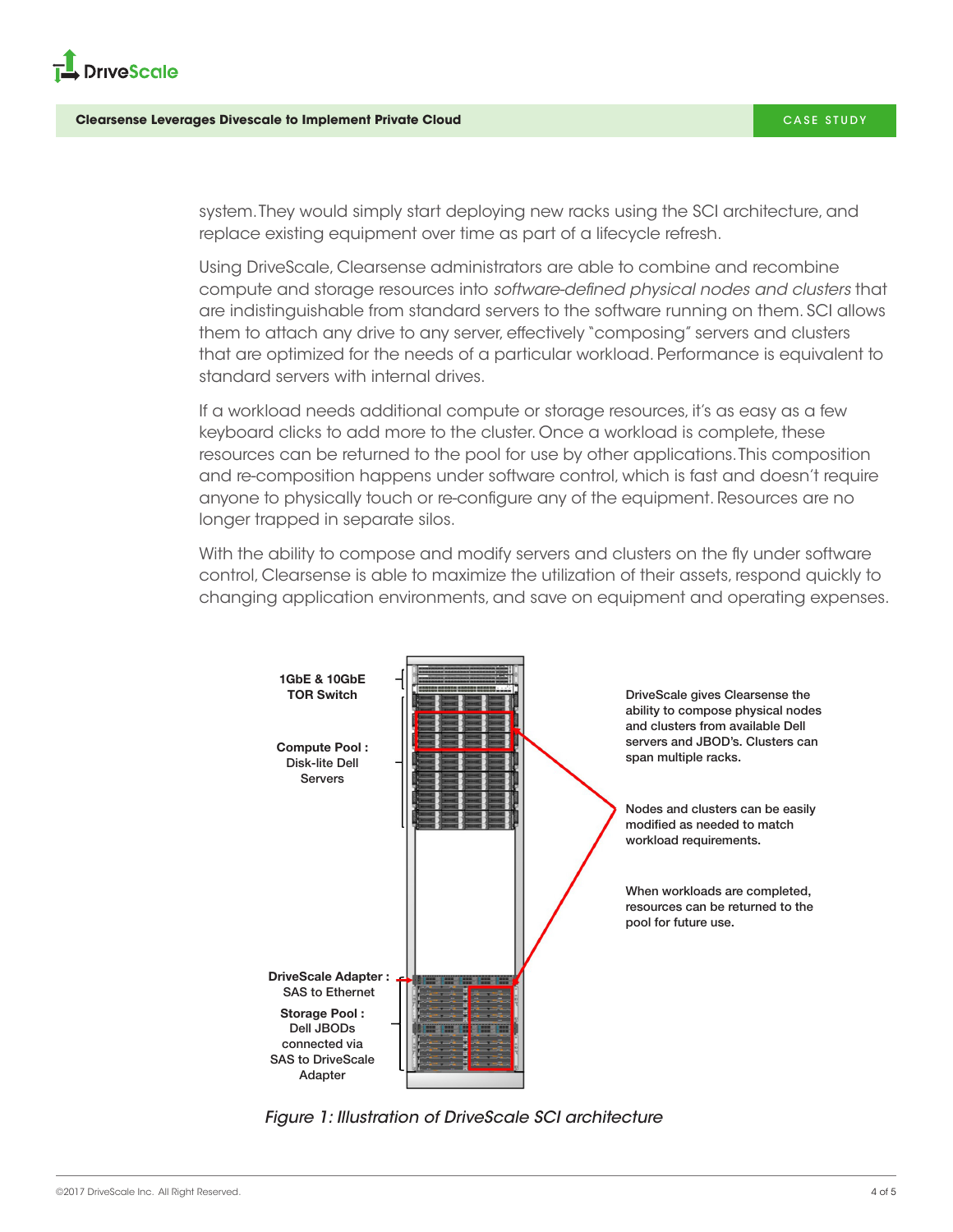system. They would simply start deploying new racks using the SCI architecture, and replace existing equipment over time as part of a lifecycle refresh.

Using DriveScale, Clearsense administrators are able to combine and recombine compute and storage resources into *software-defined physical nodes and clusters* that are indistinguishable from standard servers to the software running on them. SCI allows them to attach any drive to any server, effectively "composing" servers and clusters that are optimized for the needs of a particular workload. Performance is equivalent to standard servers with internal drives.

If a workload needs additional compute or storage resources, it's as easy as a few keyboard clicks to add more to the cluster. Once a workload is complete, these resources can be returned to the pool for use by other applications. This composition and re-composition happens under software control, which is fast and doesn't require anyone to physically touch or re-configure any of the equipment. Resources are no longer trapped in separate silos.

With the ability to compose and modify servers and clusters on the fly under software control, Clearsense is able to maximize the utilization of their assets, respond quickly to changing application environments, and save on equipment and operating expenses.

**1GbE & 10GbE TOR Switch**

**Compute Pool :** Disk-lite Dell Servers

**DriveScale Adapter :** SAS to Ethernet

**Storage Pool :** Dell JBODs connected via SAS to DriveScale Adapter

**DriveScale gives Clearsense the ability to compose physical nodes and clusters from available Dell servers and JBOD's. Clusters can span multiple racks.**

**Nodes and clusters can be easily modified as needed to match workload requirements.**

**When workloads are completed, resources can be returned to the pool for future use.**

*Figure 1: Illustration of DriveScale SCI architecture*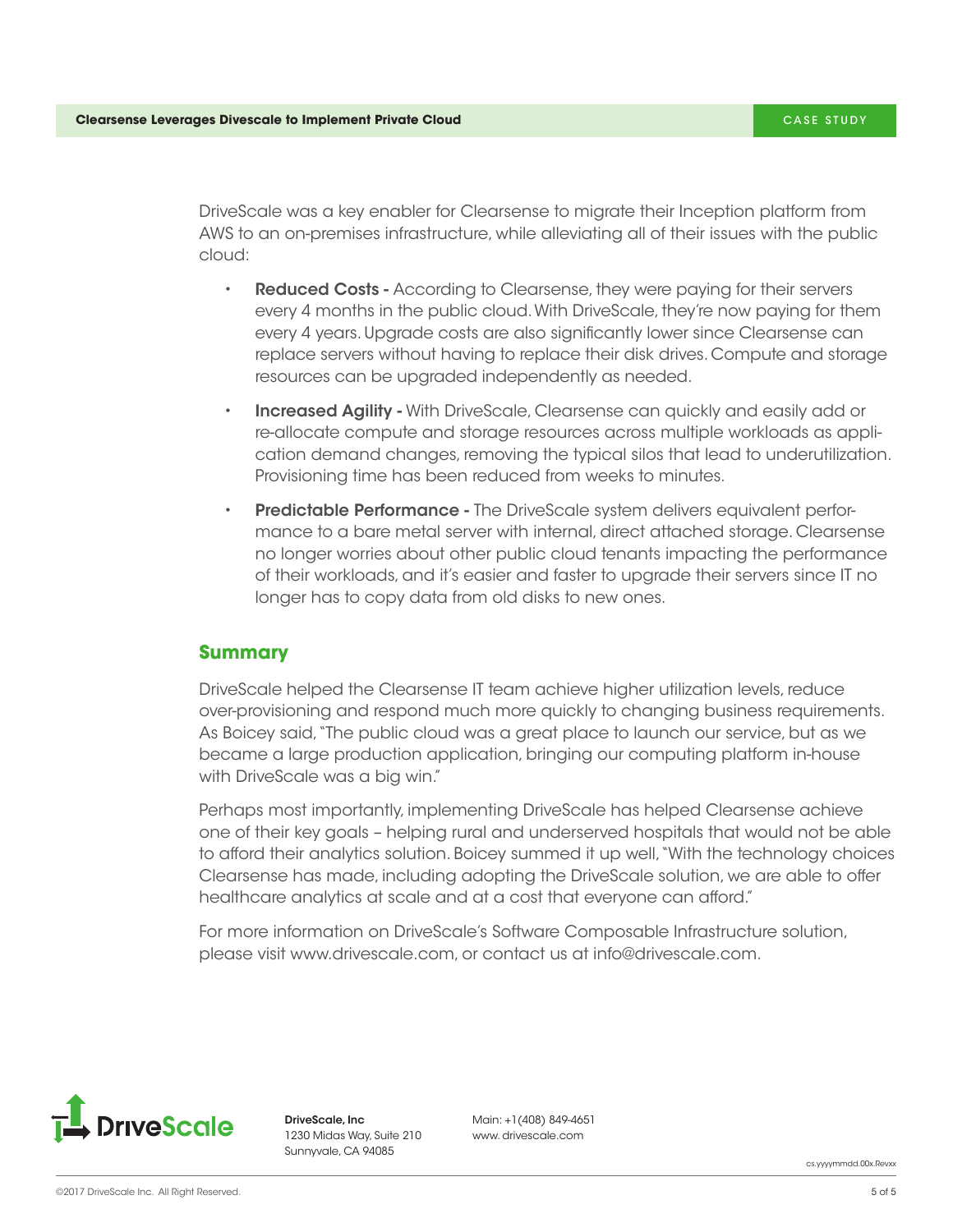DriveScale was a key enabler for Clearsense to migrate their Inception platform from AWS to an on-premises infrastructure, while alleviating all of their issues with the public cloud:

- **Reduced Costs -** According to Clearsense, they were paying for their servers every 4 months in the public cloud. With DriveScale, they're now paying for them every 4 years. Upgrade costs are also significantly lower since Clearsense can replace servers without having to replace their disk drives. Compute and storage resources can be upgraded independently as needed.
- **Increased Agility -** With DriveScale, Clearsense can quickly and easily add or re-allocate compute and storage resources across multiple workloads as application demand changes, removing the typical silos that lead to underutilization. Provisioning time has been reduced from weeks to minutes.
- **Predictable Performance -** The DriveScale system delivers equivalent performance to a bare metal server with internal, direct attached storage. Clearsense no longer worries about other public cloud tenants impacting the performance of their workloads, and it's easier and faster to upgrade their servers since IT no longer has to copy data from old disks to new ones.

## Summary

DriveScale helped the Clearsense IT team achieve higher utilization levels, reduce over-provisioning and respond much more quickly to changing business requirements. As Boicey said, "The public cloud was a great place to launch our service, but as we became a large production application, bringing our computing platform in-house with DriveScale was a big win."

Perhaps most importantly, implementing DriveScale has helped Clearsense achieve one of their key goals – helping rural and underserved hospitals that would not be able to afford their analytics solution. Boicey summed it up well, "With the technology choices Clearsense has made, including adopting the DriveScale solution, we are able to offer healthcare analytics at scale and at a cost that everyone can afford."

For more information on DriveScale's Software Composable Infrastructure solution, please visit www.drivescale.com, or contact us at info@drivescale.com.

DriveScale

**DriveScale, Inc**
1230 Midas Way, Suite 210
Sunnyvale, CA 94085

Main: +1(408) 849-4651
www. drivescale.com

cs.yyyymmdd.00x.Revxx

©2017 DriveScale Inc. All Right Reserved.